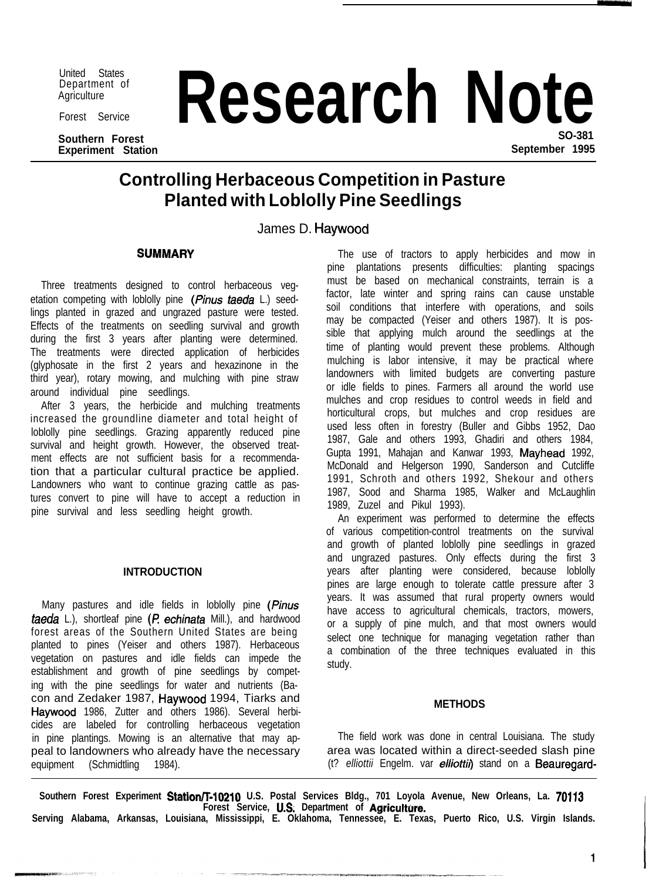United States Department of Agriculture

Forest Service

Southern Forest Experiment Station

# Research Note

SO-381
September 1995

# Controlling Herbaceous Competition in Pasture Planted with Loblolly Pine Seedlings

James D. Haywood

## SUMMARY

Three treatments designed to control herbaceous vegetation competing with loblolly pine (*Pinus taeda* L.) seedlings planted in grazed and ungrazed pasture were tested. Effects of the treatments on seedling survival and growth during the first 3 years after planting were determined. The treatments were directed application of herbicides (glyphosate in the first 2 years and hexazinone in the third year), rotary mowing, and mulching with pine straw around individual pine seedlings.

After 3 years, the herbicide and mulching treatments increased the groundline diameter and total height of loblolly pine seedlings. Grazing apparently reduced pine survival and height growth. However, the observed treatment effects are not sufficient basis for a recommendation that a particular cultural practice be applied. Landowners who want to continue grazing cattle as pastures convert to pine will have to accept a reduction in pine survival and less seedling height growth.

## INTRODUCTION

Many pastures and idle fields in loblolly pine (*Pinus taeda* L.), shortleaf pine (*P. echinata* Mill.), and hardwood forest areas of the Southern United States are being planted to pines (Yeiser and others 1987). Herbaceous vegetation on pastures and idle fields can impede the establishment and growth of pine seedlings by competing with the pine seedlings for water and nutrients (Bacon and Zedaker 1987, Haywood 1994, Tiarks and Haywood 1986, Zutter and others 1986). Several herbicides are labeled for controlling herbaceous vegetation in pine plantings. Mowing is an alternative that may appeal to landowners who already have the necessary equipment (Schmidtling 1984).

The use of tractors to apply herbicides and mow in pine plantations presents difficulties: planting spacings must be based on mechanical constraints, terrain is a factor, late winter and spring rains can cause unstable soil conditions that interfere with operations, and soils may be compacted (Yeiser and others 1987). It is possible that applying mulch around the seedlings at the time of planting would prevent these problems. Although mulching is labor intensive, it may be practical where landowners with limited budgets are converting pasture or idle fields to pines. Farmers all around the world use mulches and crop residues to control weeds in field and horticultural crops, but mulches and crop residues are used less often in forestry (Buller and Gibbs 1952, Dao 1987, Gale and others 1993, Ghadiri and others 1984, Gupta 1991, Mahajan and Kanwar 1993, Mayhead 1992, McDonald and Helgerson 1990, Sanderson and Cutcliffe 1991, Schroth and others 1992, Shekour and others 1987, Sood and Sharma 1985, Walker and McLaughlin 1989, Zuzel and Pikul 1993).

An experiment was performed to determine the effects of various competition-control treatments on the survival and growth of planted loblolly pine seedlings in grazed and ungrazed pastures. Only effects during the first 3 years after planting were considered, because loblolly pines are large enough to tolerate cattle pressure after 3 years. It was assumed that rural property owners would have access to agricultural chemicals, tractors, mowers, or a supply of pine mulch, and that most owners would select one technique for managing vegetation rather than a combination of the three techniques evaluated in this study.

## METHODS

The field work was done in central Louisiana. The study area was located within a direct-seeded slash pine (t? *elliottii* Engelm. var *elliottii*) stand on a Beauregard-

Southern Forest Experiment Station/T-10210 U.S. Postal Services Bldg., 701 Loyola Avenue, New Orleans, La. 70113
Forest Service, U.S. Department of Agriculture.
Serving Alabama, Arkansas, Louisiana, Mississippi, E. Oklahoma, Tennessee, E. Texas, Puerto Rico, U.S. Virgin Islands.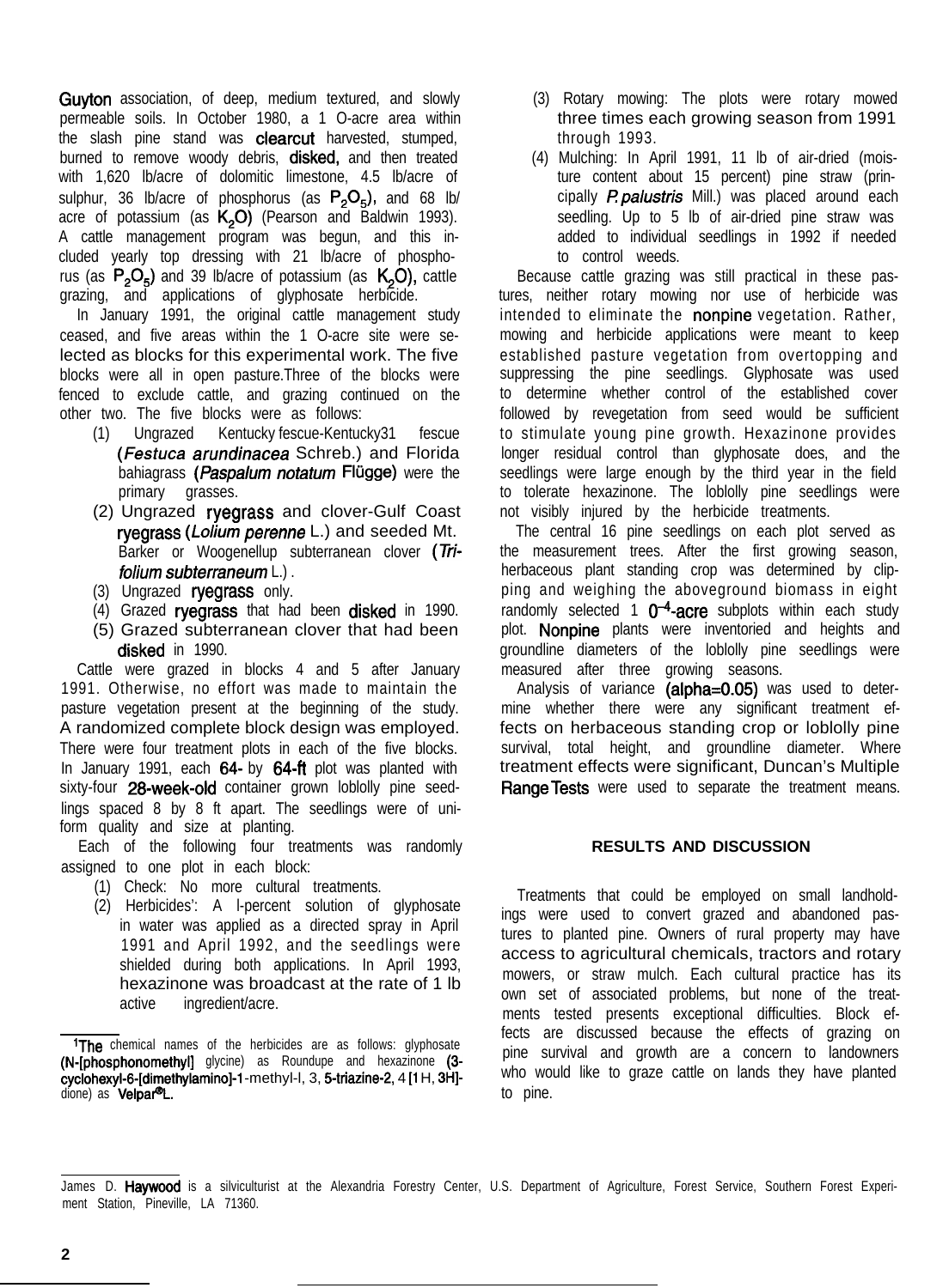Guyton association, of deep, medium textured, and slowly permeable soils. In October 1980, a 10-acre area within the slash pine stand was clearcut harvested, stumped, burned to remove woody debris, disked, and then treated with 1,620 lb/acre of dolomitic limestone, 4.5 lb/acre of sulphur, 36 lb/acre of phosphorus (as $P_2O_5$), and 68 lb/acre of potassium (as $K_2O$) (Pearson and Baldwin 1993). A cattle management program was begun, and this included yearly top dressing with 21 lb/acre of phosphorus (as $P_2O_5$) and 39 lb/acre of potassium (as $K_2O$), cattle grazing, and applications of glyphosate herbicide.

In January 1991, the original cattle management study ceased, and five areas within the 10-acre site were selected as blocks for this experimental work. The five blocks were all in open pasture. Three of the blocks were fenced to exclude cattle, and grazing continued on the other two. The five blocks were as follows:

(1) Ungrazed Kentucky fescue-Kentucky31 fescue (*Festuca arundinacea* Schreb.) and Florida bahiagrass (*Paspalum notatum* Flügge) were the primary grasses.
(2) Ungrazed ryegrass and clover-Gulf Coast ryegrass (*Lolium perenne* L.) and seeded Mt. Barker or Woogenellup subterranean clover (*Trifolium subterraneum* L.).
(3) Ungrazed ryegrass only.
(4) Grazed ryegrass that had been disked in 1990.
(5) Grazed subterranean clover that had been disked in 1990.

Cattle were grazed in blocks 4 and 5 after January 1991. Otherwise, no effort was made to maintain the pasture vegetation present at the beginning of the study. A randomized complete block design was employed. There were four treatment plots in each of the five blocks. In January 1991, each 64- by 64-ft plot was planted with sixty-four 28-week-old container grown loblolly pine seedlings spaced 8 by 8 ft apart. The seedlings were of uniform quality and size at planting.

Each of the following four treatments was randomly assigned to one plot in each block:

(1) Check: No more cultural treatments.
(2) Herbicides[1]: A 1-percent solution of glyphosate in water was applied as a directed spray in April 1991 and April 1992, and the seedlings were shielded during both applications. In April 1993, hexazinone was broadcast at the rate of 1 lb active ingredient/acre.
(3) Rotary mowing: The plots were rotary mowed three times each growing season from 1991 through 1993.
(4) Mulching: In April 1991, 11 lb of air-dried (moisture content about 15 percent) pine straw (principally *P. palustris* Mill.) was placed around each seedling. Up to 5 lb of air-dried pine straw was added to individual seedlings in 1992 if needed to control weeds.

Because cattle grazing was still practical in these pastures, neither rotary mowing nor use of herbicide was intended to eliminate the nonpine vegetation. Rather, mowing and herbicide applications were meant to keep established pasture vegetation from overtopping and suppressing the pine seedlings. Glyphosate was used to determine whether control of the established cover followed by revegetation from seed would be sufficient to stimulate young pine growth. Hexazinone provides longer residual control than glyphosate does, and the seedlings were large enough by the third year in the field to tolerate hexazinone. The loblolly pine seedlings were not visibly injured by the herbicide treatments.

The central 16 pine seedlings on each plot served as the measurement trees. After the first growing season, herbaceous plant standing crop was determined by clipping and weighing the aboveground biomass in eight randomly selected $1\ 0^{-4}$-acre subplots within each study plot. Nonpine plants were inventoried and heights and groundline diameters of the loblolly pine seedlings were measured after three growing seasons.

Analysis of variance (alpha=0.05) was used to determine whether there were any significant treatment effects on herbaceous standing crop or loblolly pine survival, total height, and groundline diameter. Where treatment effects were significant, Duncan's Multiple Range Tests were used to separate the treatment means.

## RESULTS AND DISCUSSION

Treatments that could be employed on small landholdings were used to convert grazed and abandoned pastures to planted pine. Owners of rural property may have access to agricultural chemicals, tractors and rotary mowers, or straw mulch. Each cultural practice has its own set of associated problems, but none of the treatments tested presents exceptional difficulties. Block effects are discussed because the effects of grazing on pine survival and growth are a concern to landowners who would like to graze cattle on lands they have planted to pine.

[1]The chemical names of the herbicides are as follows: glyphosate (N-[phosphonomethyl] glycine) as Roundupe and hexazinone (3-cyclohexyl-6-[dimethylamino]-1-methyl-l, 3, 5-triazine-2, 4 [1H, 3H]-dione) as Velpar®L.

James D. Haywood is a silviculturist at the Alexandria Forestry Center, U.S. Department of Agriculture, Forest Service, Southern Forest Experiment Station, Pineville, LA 71360.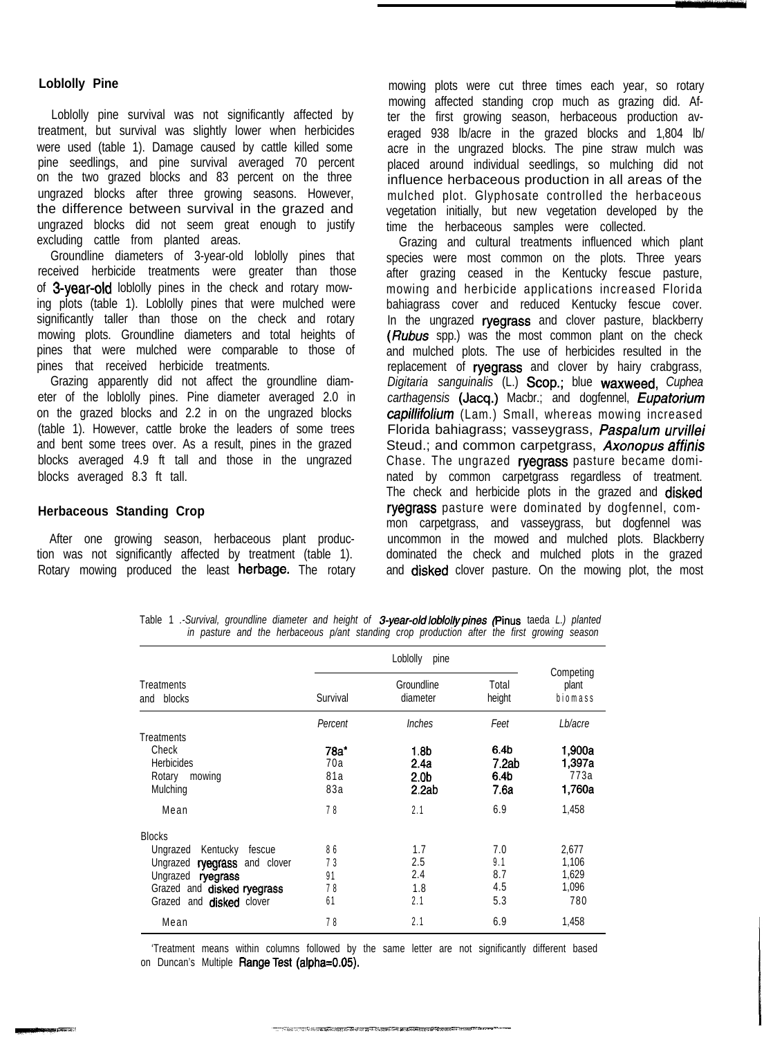### Loblolly Pine

Loblolly pine survival was not significantly affected by treatment, but survival was slightly lower when herbicides were used (table 1). Damage caused by cattle killed some pine seedlings, and pine survival averaged 70 percent on the two grazed blocks and 83 percent on the three ungrazed blocks after three growing seasons. However, the difference between survival in the grazed and ungrazed blocks did not seem great enough to justify excluding cattle from planted areas.

Groundline diameters of 3-year-old loblolly pines that received herbicide treatments were greater than those of 3-year-old loblolly pines in the check and rotary mowing plots (table 1). Loblolly pines that were mulched were significantly taller than those on the check and rotary mowing plots. Groundline diameters and total heights of pines that were mulched were comparable to those of pines that received herbicide treatments.

Grazing apparently did not affect the groundline diameter of the loblolly pines. Pine diameter averaged 2.0 in on the grazed blocks and 2.2 in on the ungrazed blocks (table 1). However, cattle broke the leaders of some trees and bent some trees over. As a result, pines in the grazed blocks averaged 4.9 ft tall and those in the ungrazed blocks averaged 8.3 ft tall.

### Herbaceous Standing Crop

After one growing season, herbaceous plant production was not significantly affected by treatment (table 1). Rotary mowing produced the least herbage. The rotary mowing plots were cut three times each year, so rotary mowing affected standing crop much as grazing did. After the first growing season, herbaceous production averaged 938 lb/acre in the grazed blocks and 1,804 lb/acre in the ungrazed blocks. The pine straw mulch was placed around individual seedlings, so mulching did not influence herbaceous production in all areas of the mulched plot. Glyphosate controlled the herbaceous vegetation initially, but new vegetation developed by the time the herbaceous samples were collected.

Grazing and cultural treatments influenced which plant species were most common on the plots. Three years after grazing ceased in the Kentucky fescue pasture, mowing and herbicide applications increased Florida bahiagrass cover and reduced Kentucky fescue cover. In the ungrazed ryegrass and clover pasture, blackberry (*Rubus* spp.) was the most common plant on the check and mulched plots. The use of herbicides resulted in the replacement of ryegrass and clover by hairy crabgrass, *Digitaria sanguinalis* (L.) Scop.; blue waxweed, *Cuphea carthagensis* (Jacq.) Macbr.; and dogfennel, *Eupatorium capillifolium* (Lam.) Small, whereas mowing increased Florida bahiagrass; vasseygrass, *Paspalum urvillei* Steud.; and common carpetgrass, *Axonopus affinis* Chase. The ungrazed ryegrass pasture became dominated by common carpetgrass regardless of treatment. The check and herbicide plots in the grazed and disked ryegrass pasture were dominated by dogfennel, common carpetgrass, and vasseygrass, but dogfennel was uncommon in the mowed and mulched plots. Blackberry dominated the check and mulched plots in the grazed and disked clover pasture. On the mowing plot, the most

Table 1.-*Survival, groundline diameter and height of 3-year-old loblolly pines (Pinus taeda L.) planted in pasture and the herbaceous plant standing crop production after the first growing season*

| Treatments and blocks | Loblolly pine | | | Competing plant biomass |
|---|---|---|---|---|
| | Survival | Groundline diameter | Total height | |
| | *Percent* | *Inches* | *Feet* | *Lb/acre* |
| Treatments | | | | |
| Check | 78a* | 1.8b | 6.4b | 1,900a |
| Herbicides | 70a | 2.4a | 7.2ab | 1,397a |
| Rotary mowing | 81a | 2.0b | 6.4b | 773a |
| Mulching | 83a | 2.2ab | 7.6a | 1,760a |
| Mean | 78 | 2.1 | 6.9 | 1,458 |
| Blocks | | | | |
| Ungrazed Kentucky fescue | 86 | 1.7 | 7.0 | 2,677 |
| Ungrazed ryegrass and clover | 73 | 2.5 | 9.1 | 1,106 |
| Ungrazed ryegrass | 91 | 2.4 | 8.7 | 1,629 |
| Grazed and disked ryegrass | 78 | 1.8 | 4.5 | 1,096 |
| Grazed and disked clover | 61 | 2.1 | 5.3 | 780 |
| Mean | 78 | 2.1 | 6.9 | 1,458 |

*Treatment means within columns followed by the same letter are not significantly different based on Duncan's Multiple Range Test (alpha=0.05).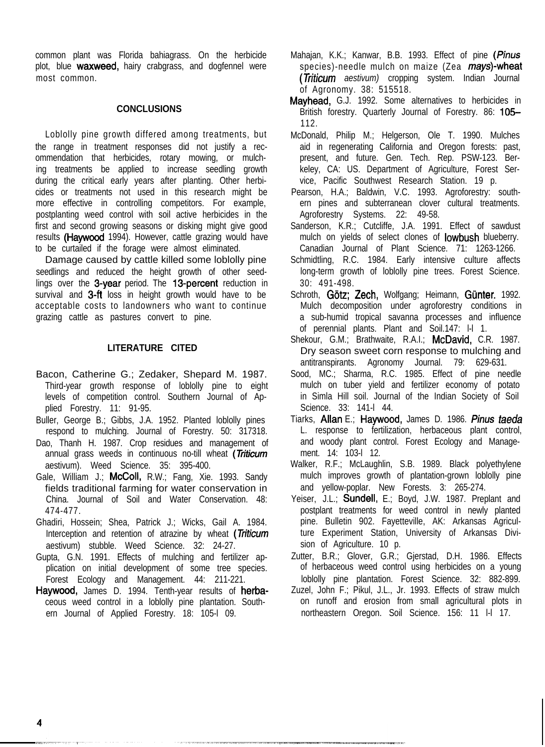common plant was Florida bahiagrass. On the herbicide plot, blue waxweed, hairy crabgrass, and dogfennel were most common.

## CONCLUSIONS

Loblolly pine growth differed among treatments, but the range in treatment responses did not justify a recommendation that herbicides, rotary mowing, or mulching treatments be applied to increase seedling growth during the critical early years after planting. Other herbicides or treatments not used in this research might be more effective in controlling competitors. For example, postplanting weed control with soil active herbicides in the first and second growing seasons or disking might give good results (Haywood 1994). However, cattle grazing would have to be curtailed if the forage were almost eliminated.

Damage caused by cattle killed some loblolly pine seedlings and reduced the height growth of other seedlings over the 3-year period. The 13-percent reduction in survival and 3-ft loss in height growth would have to be acceptable costs to landowners who want to continue grazing cattle as pastures convert to pine.

## LITERATURE CITED

Bacon, Catherine G.; Zedaker, Shepard M. 1987. Third-year growth response of loblolly pine to eight levels of competition control. Southern Journal of Applied Forestry. 11: 91-95.

Buller, George B.; Gibbs, J.A. 1952. Planted loblolly pines respond to mulching. Journal of Forestry. 50: 317318.

Dao, Thanh H. 1987. Crop residues and management of annual grass weeds in continuous no-till wheat (*Triticum* aestivum). Weed Science. 35: 395-400.

Gale, William J.; McColl, R.W.; Fang, Xie. 1993. Sandy fields traditional farming for water conservation in China. Journal of Soil and Water Conservation. 48: 474-477.

Ghadiri, Hossein; Shea, Patrick J.; Wicks, Gail A. 1984. Interception and retention of atrazine by wheat (*Triticum* aestivum) stubble. Weed Science. 32: 24-27.

Gupta, G.N. 1991. Effects of mulching and fertilizer application on initial development of some tree species. Forest Ecology and Management. 44: 211-221.

Haywood, James D. 1994. Tenth-year results of herbaceous weed control in a loblolly pine plantation. Southern Journal of Applied Forestry. 18: 105-l 09.

Mahajan, K.K.; Kanwar, B.B. 1993. Effect of pine (*Pinus* species)-needle mulch on maize (Zea *mays*)-wheat (*Triticum aestivum)* cropping system. Indian Journal of Agronomy. 38: 515518.

Mayhead, G.J. 1992. Some alternatives to herbicides in British forestry. Quarterly Journal of Forestry. 86: 105-112.

McDonald, Philip M.; Helgerson, Ole T. 1990. Mulches aid in regenerating California and Oregon forests: past, present, and future. Gen. Tech. Rep. PSW-123. Berkeley, CA: US. Department of Agriculture, Forest Service, Pacific Southwest Research Station. 19 p.

Pearson, H.A.; Baldwin, V.C. 1993. Agroforestry: southern pines and subterranean clover cultural treatments. Agroforestry Systems. 22: 49-58.

Sanderson, K.R.; Cutcliffe, J.A. 1991. Effect of sawdust mulch on yields of select clones of lowbush blueberry. Canadian Journal of Plant Science. 71: 1263-1266.

Schmidtling, R.C. 1984. Early intensive culture affects long-term growth of loblolly pine trees. Forest Science. 30: 491-498.

Schroth, Götz; Zech, Wolfgang; Heimann, Günter. 1992. Mulch decomposition under agroforestry conditions in a sub-humid tropical savanna processes and influence of perennial plants. Plant and Soil.147: l-l 1.

Shekour, G.M.; Brathwaite, R.A.I.; McDavid, C.R. 1987. Dry season sweet corn response to mulching and antitranspirants. Agronomy Journal. 79: 629-631.

Sood, MC.; Sharma, R.C. 1985. Effect of pine needle mulch on tuber yield and fertilizer economy of potato in Simla Hill soil. Journal of the Indian Society of Soil Science. 33: 141-l 44.

Tiarks, Allan E.; Haywood, James D. 1986. *Pinus taeda* L. response to fertilization, herbaceous plant control, and woody plant control. Forest Ecology and Management. 14: 103-l 12.

Walker, R.F.; McLaughlin, S.B. 1989. Black polyethylene mulch improves growth of plantation-grown loblolly pine and yellow-poplar. New Forests. 3: 265-274.

Yeiser, J.L.; Sundell, E.; Boyd, J.W. 1987. Preplant and postplant treatments for weed control in newly planted pine. Bulletin 902. Fayetteville, AK: Arkansas Agriculture Experiment Station, University of Arkansas Division of Agriculture. 10 p.

Zutter, B.R.; Glover, G.R.; Gjerstad, D.H. 1986. Effects of herbaceous weed control using herbicides on a young loblolly pine plantation. Forest Science. 32: 882-899.

Zuzel, John F.; Pikul, J.L., Jr. 1993. Effects of straw mulch on runoff and erosion from small agricultural plots in northeastern Oregon. Soil Science. 156: 11 l-l 17.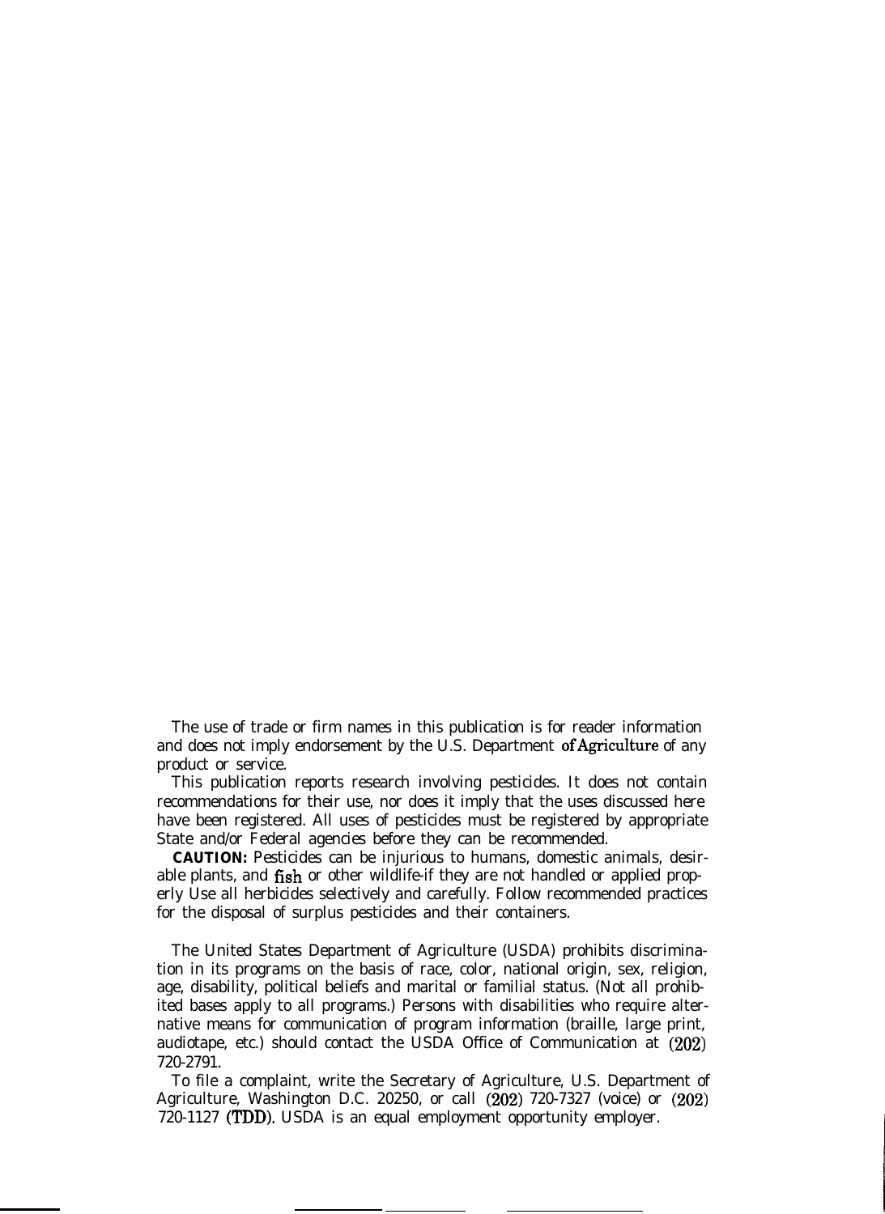The use of trade or firm names in this publication is for reader information and does not imply endorsement by the U.S. Department of Agriculture of any product or service.

This publication reports research involving pesticides. It does not contain recommendations for their use, nor does it imply that the uses discussed here have been registered. All uses of pesticides must be registered by appropriate State and/or Federal agencies before they can be recommended.

**CAUTION:** Pesticides can be injurious to humans, domestic animals, desirable plants, and fish or other wildlife-if they are not handled or applied properly Use all herbicides selectively and carefully. Follow recommended practices for the disposal of surplus pesticides and their containers.

The United States Department of Agriculture (USDA) prohibits discrimination in its programs on the basis of race, color, national origin, sex, religion, age, disability, political beliefs and marital or familial status. (Not all prohibited bases apply to all programs.) Persons with disabilities who require alternative means for communication of program information (braille, large print, audiotape, etc.) should contact the USDA Office of Communication at (202) 720-2791.

To file a complaint, write the Secretary of Agriculture, U.S. Department of Agriculture, Washington D.C. 20250, or call (202) 720-7327 (voice) or (202) 720-1127 (TDD). USDA is an equal employment opportunity employer.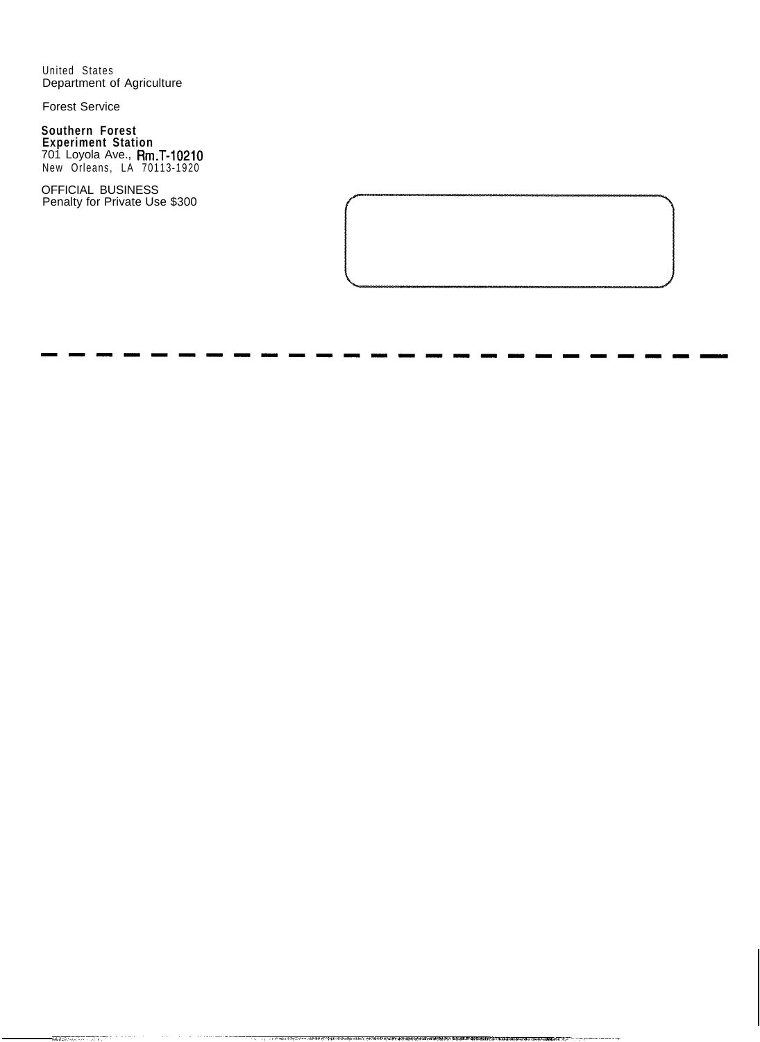United States
Department of Agriculture

Forest Service

**Southern Forest**
**Experiment Station**
701 Loyola Ave., **Rm.T-10210**
New Orleans, LA 70113-1920

OFFICIAL BUSINESS
Penalty for Private Use $300